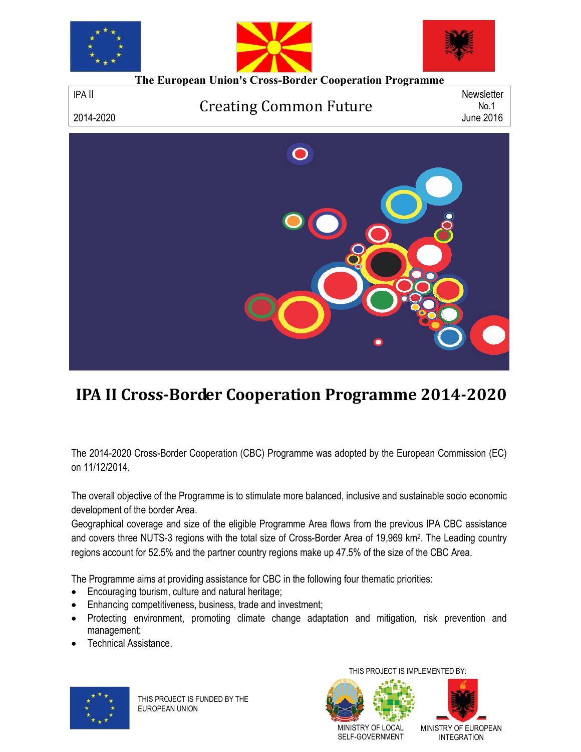The European Union's Cross-Border Cooperation Programme

| IPA II 2014-2020 | Creating Common Future | Newsletter No.1 June 2016 |
| --- | --- | --- |

# IPA II Cross-Border Cooperation Programme 2014-2020

The 2014-2020 Cross-Border Cooperation (CBC) Programme was adopted by the European Commission (EC) on 11/12/2014.

The overall objective of the Programme is to stimulate more balanced, inclusive and sustainable socio economic development of the border Area.

Geographical coverage and size of the eligible Programme Area flows from the previous IPA CBC assistance and covers three NUTS-3 regions with the total size of Cross-Border Area of 19,969 km$^2$. The Leading country regions account for 52.5% and the partner country regions make up 47.5% of the size of the CBC Area.

The Programme aims at providing assistance for CBC in the following four thematic priorities:

- Encouraging tourism, culture and natural heritage;
- Enhancing competitiveness, business, trade and investment;
- Protecting environment, promoting climate change adaptation and mitigation, risk prevention and management;
- Technical Assistance.

THIS PROJECT IS FUNDED BY THE EUROPEAN UNION

THIS PROJECT IS IMPLEMENTED BY:

MINISTRY OF LOCAL SELF-GOVERNMENT

MINISTRY OF EUROPEAN INTEGRATION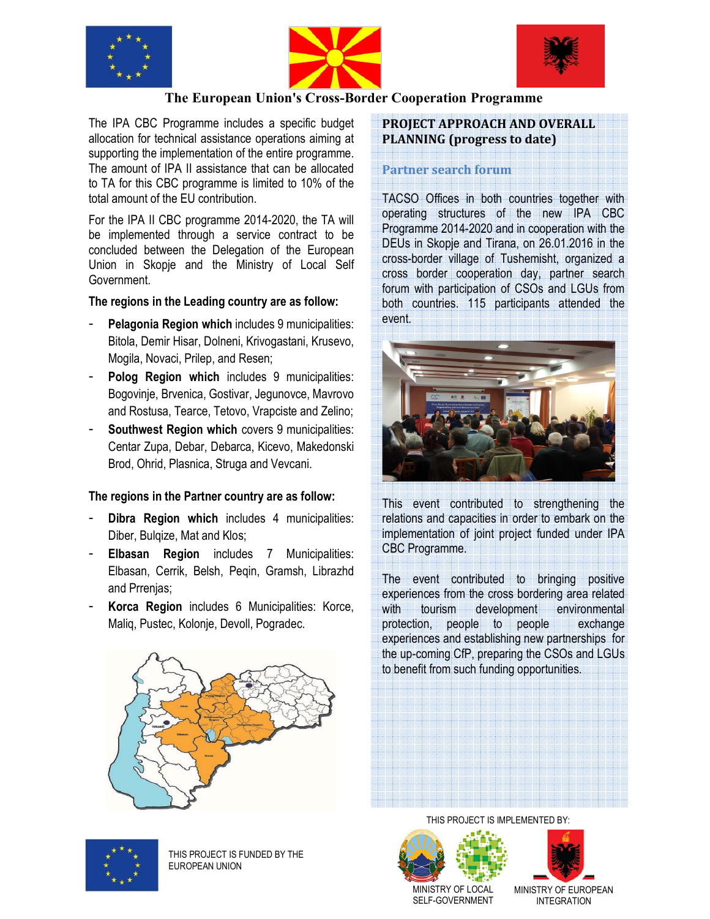## The European Union's Cross-Border Cooperation Programme

The IPA CBC Programme includes a specific budget allocation for technical assistance operations aiming at supporting the implementation of the entire programme. The amount of IPA II assistance that can be allocated to TA for this CBC programme is limited to 10% of the total amount of the EU contribution.

For the IPA II CBC programme 2014-2020, the TA will be implemented through a service contract to be concluded between the Delegation of the European Union in Skopje and the Ministry of Local Self Government.

**The regions in the Leading country are as follow:**

- **Pelagonia Region which** includes 9 municipalities: Bitola, Demir Hisar, Dolneni, Krivogastani, Krusevo, Mogila, Novaci, Prilep, and Resen;
- **Polog Region which** includes 9 municipalities: Bogovinje, Brvenica, Gostivar, Jegunovce, Mavrovo and Rostusa, Tearce, Tetovo, Vrapciste and Zelino;
- **Southwest Region which** covers 9 municipalities: Centar Zupa, Debar, Debarca, Kicevo, Makedonski Brod, Ohrid, Plasnica, Struga and Vevcani.

**The regions in the Partner country are as follow:**

- **Dibra Region which** includes 4 municipalities: Diber, Bulqize, Mat and Klos;
- **Elbasan Region** includes 7 Municipalities: Elbasan, Cerrik, Belsh, Peqin, Gramsh, Librazhd and Prrenjas;
- **Korca Region** includes 6 Municipalities: Korce, Maliq, Pustec, Kolonje, Devoll, Pogradec.

### PROJECT APPROACH AND OVERALL PLANNING (progress to date)

#### Partner search forum

TACSO Offices in both countries together with operating structures of the new IPA CBC Programme 2014-2020 and in cooperation with the DEUs in Skopje and Tirana, on 26.01.2016 in the cross-border village of Tushemisht, organized a cross border cooperation day, partner search forum with participation of CSOs and LGUs from both countries. 115 participants attended the event.

This event contributed to strengthening the relations and capacities in order to embark on the implementation of joint project funded under IPA CBC Programme.

The event contributed to bringing positive experiences from the cross bordering area related with tourism development environmental protection, people to people exchange experiences and establishing new partnerships for the up-coming CfP, preparing the CSOs and LGUs to benefit from such funding opportunities.

THIS PROJECT IS FUNDED BY THE EUROPEAN UNION

THIS PROJECT IS IMPLEMENTED BY:

MINISTRY OF LOCAL SELF-GOVERNMENT

MINISTRY OF EUROPEAN INTEGRATION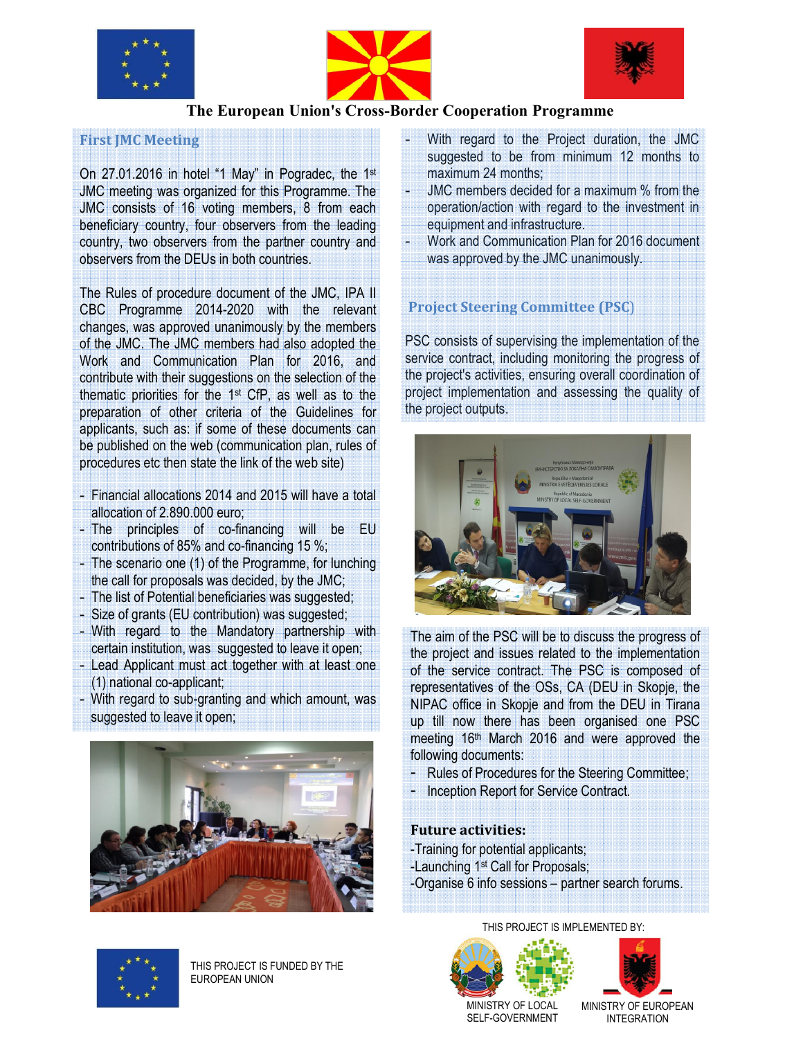# The European Union's Cross-Border Cooperation Programme

## First JMC Meeting

On 27.01.2016 in hotel "1 May" in Pogradec, the 1st JMC meeting was organized for this Programme. The JMC consists of 16 voting members, 8 from each beneficiary country, four observers from the leading country, two observers from the partner country and observers from the DEUs in both countries.

The Rules of procedure document of the JMC, IPA II CBC Programme 2014-2020 with the relevant changes, was approved unanimously by the members of the JMC. The JMC members had also adopted the Work and Communication Plan for 2016, and contribute with their suggestions on the selection of the thematic priorities for the 1st CfP, as well as to the preparation of other criteria of the Guidelines for applicants, such as: if some of these documents can be published on the web (communication plan, rules of procedures etc then state the link of the web site)

- Financial allocations 2014 and 2015 will have a total allocation of 2.890.000 euro;
- The principles of co-financing will be EU contributions of 85% and co-financing 15 %;
- The scenario one (1) of the Programme, for lunching the call for proposals was decided, by the JMC;
- The list of Potential beneficiaries was suggested;
- Size of grants (EU contribution) was suggested;
- With regard to the Mandatory partnership with certain institution, was suggested to leave it open;
- Lead Applicant must act together with at least one (1) national co-applicant;
- With regard to sub-granting and which amount, was suggested to leave it open;
- With regard to the Project duration, the JMC suggested to be from minimum 12 months to maximum 24 months;
- JMC members decided for a maximum % from the operation/action with regard to the investment in equipment and infrastructure.
- Work and Communication Plan for 2016 document was approved by the JMC unanimously.

## Project Steering Committee (PSC)

PSC consists of supervising the implementation of the service contract, including monitoring the progress of the project's activities, ensuring overall coordination of project implementation and assessing the quality of the project outputs.

The aim of the PSC will be to discuss the progress of the project and issues related to the implementation of the service contract. The PSC is composed of representatives of the OSs, CA (DEU in Skopje, the NIPAC office in Skopje and from the DEU in Tirana up till now there has been organised one PSC meeting 16th March 2016 and were approved the following documents:

- Rules of Procedures for the Steering Committee;
- Inception Report for Service Contract.

### Future activities:

-Training for potential applicants;
-Launching 1st Call for Proposals;
-Organise 6 info sessions – partner search forums.

THIS PROJECT IS FUNDED BY THE EUROPEAN UNION

THIS PROJECT IS IMPLEMENTED BY:

MINISTRY OF LOCAL SELF-GOVERNMENT

MINISTRY OF EUROPEAN INTEGRATION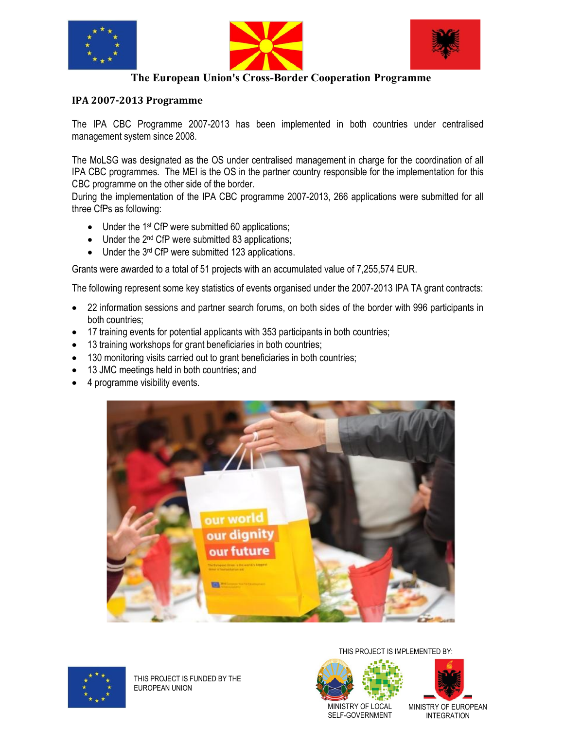**The European Union's Cross-Border Cooperation Programme**

## IPA 2007-2013 Programme

The IPA CBC Programme 2007-2013 has been implemented in both countries under centralised management system since 2008.

The MoLSG was designated as the OS under centralised management in charge for the coordination of all IPA CBC programmes. The MEI is the OS in the partner country responsible for the implementation for this CBC programme on the other side of the border.

During the implementation of the IPA CBC programme 2007-2013, 266 applications were submitted for all three CfPs as following:

- Under the 1st CfP were submitted 60 applications;
- Under the 2nd CfP were submitted 83 applications;
- Under the 3rd CfP were submitted 123 applications.

Grants were awarded to a total of 51 projects with an accumulated value of 7,255,574 EUR.

The following represent some key statistics of events organised under the 2007-2013 IPA TA grant contracts:

- 22 information sessions and partner search forums, on both sides of the border with 996 participants in both countries;
- 17 training events for potential applicants with 353 participants in both countries;
- 13 training workshops for grant beneficiaries in both countries;
- 130 monitoring visits carried out to grant beneficiaries in both countries;
- 13 JMC meetings held in both countries; and
- 4 programme visibility events.

THIS PROJECT IS FUNDED BY THE EUROPEAN UNION

THIS PROJECT IS IMPLEMENTED BY:

MINISTRY OF LOCAL SELF-GOVERNMENT

MINISTRY OF EUROPEAN INTEGRATION